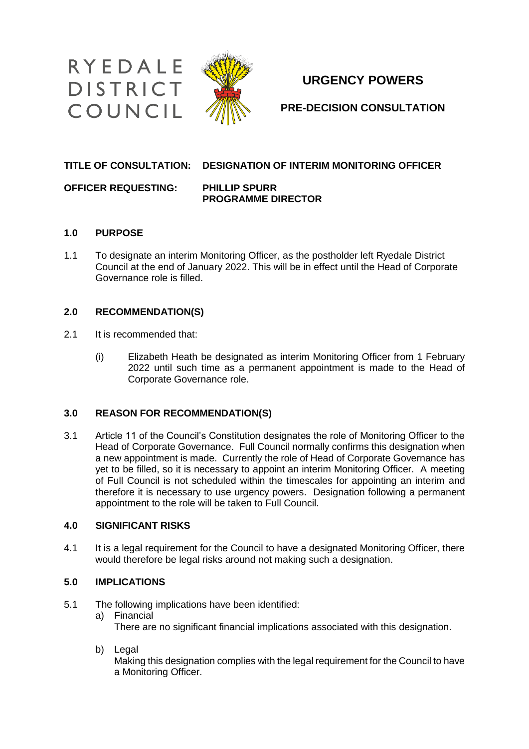RYEDALE
DISTRICT
COUNCIL

# URGENCY POWERS

## PRE-DECISION CONSULTATION

**TITLE OF CONSULTATION: DESIGNATION OF INTERIM MONITORING OFFICER**

**OFFICER REQUESTING: PHILLIP SPURR**
**PROGRAMME DIRECTOR**

### 1.0 PURPOSE

1.1 To designate an interim Monitoring Officer, as the postholder left Ryedale District Council at the end of January 2022. This will be in effect until the Head of Corporate Governance role is filled.

### 2.0 RECOMMENDATION(S)

2.1 It is recommended that:

(i) Elizabeth Heath be designated as interim Monitoring Officer from 1 February 2022 until such time as a permanent appointment is made to the Head of Corporate Governance role.

### 3.0 REASON FOR RECOMMENDATION(S)

3.1 Article 11 of the Council's Constitution designates the role of Monitoring Officer to the Head of Corporate Governance. Full Council normally confirms this designation when a new appointment is made. Currently the role of Head of Corporate Governance has yet to be filled, so it is necessary to appoint an interim Monitoring Officer. A meeting of Full Council is not scheduled within the timescales for appointing an interim and therefore it is necessary to use urgency powers. Designation following a permanent appointment to the role will be taken to Full Council.

### 4.0 SIGNIFICANT RISKS

4.1 It is a legal requirement for the Council to have a designated Monitoring Officer, there would therefore be legal risks around not making such a designation.

### 5.0 IMPLICATIONS

5.1 The following implications have been identified:

a) Financial
There are no significant financial implications associated with this designation.

b) Legal
Making this designation complies with the legal requirement for the Council to have a Monitoring Officer.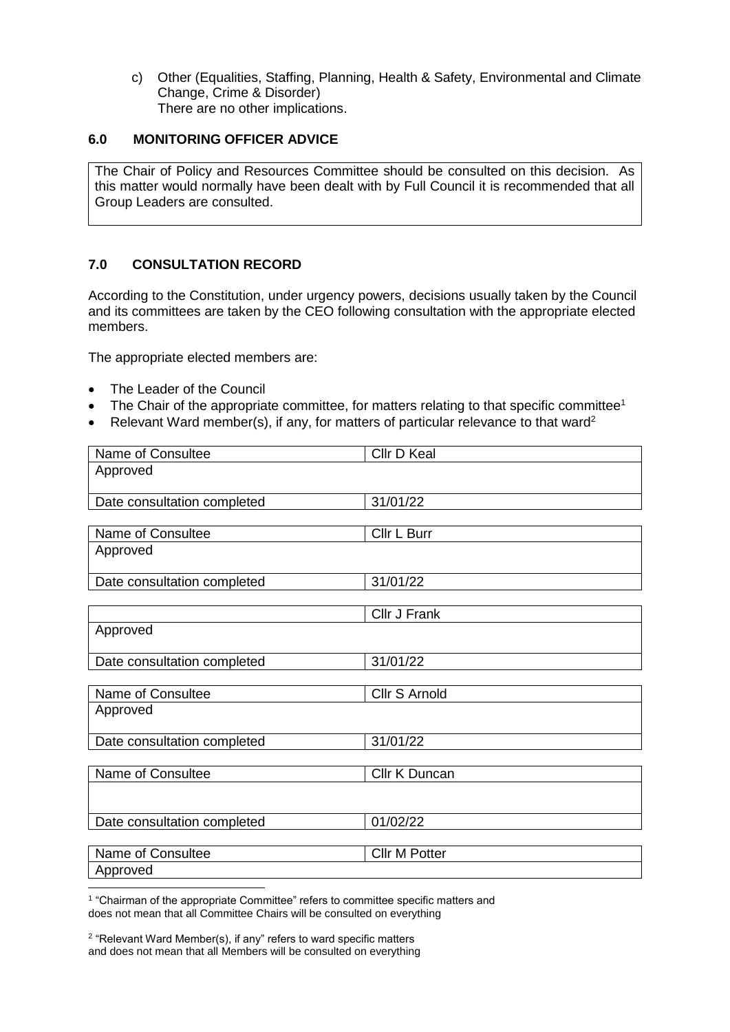c) Other (Equalities, Staffing, Planning, Health & Safety, Environmental and Climate Change, Crime & Disorder)
   There are no other implications.

## 6.0 MONITORING OFFICER ADVICE

| The Chair of Policy and Resources Committee should be consulted on this decision. As this matter would normally have been dealt with by Full Council it is recommended that all Group Leaders are consulted. |
|---|

## 7.0 CONSULTATION RECORD

According to the Constitution, under urgency powers, decisions usually taken by the Council and its committees are taken by the CEO following consultation with the appropriate elected members.

The appropriate elected members are:

- The Leader of the Council
- The Chair of the appropriate committee, for matters relating to that specific committee[1]
- Relevant Ward member(s), if any, for matters of particular relevance to that ward[2]

| Name of Consultee | Cllr D Keal |
|---|---|
| Approved | |
| Date consultation completed | 31/01/22 |

| Name of Consultee | Cllr L Burr |
|---|---|
| Approved | |
| Date consultation completed | 31/01/22 |

| | Cllr J Frank |
|---|---|
| Approved | |
| Date consultation completed | 31/01/22 |

| Name of Consultee | Cllr S Arnold |
|---|---|
| Approved | |
| Date consultation completed | 31/01/22 |

| Name of Consultee | Cllr K Duncan |
|---|---|
| | |
| Date consultation completed | 01/02/22 |

| Name of Consultee | Cllr M Potter |
|---|---|
| Approved | |

[1] "Chairman of the appropriate Committee" refers to committee specific matters and does not mean that all Committee Chairs will be consulted on everything

[2] "Relevant Ward Member(s), if any" refers to ward specific matters and does not mean that all Members will be consulted on everything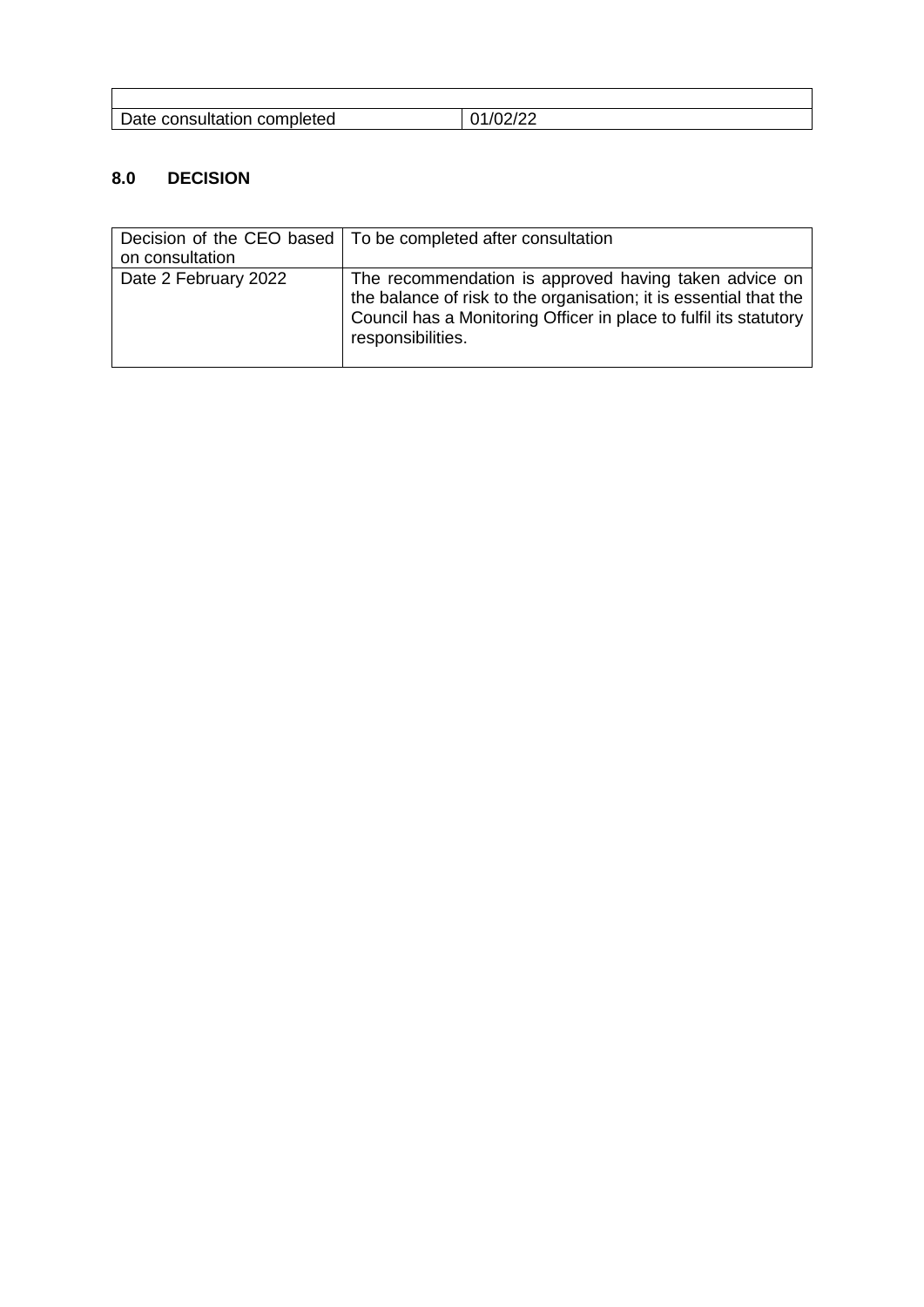| | |
|---|---|
| | |
| Date consultation completed | 01/02/22 |

## 8.0 DECISION

| | |
|---|---|
| Decision of the CEO based on consultation | To be completed after consultation |
| Date 2 February 2022 | The recommendation is approved having taken advice on the balance of risk to the organisation; it is essential that the Council has a Monitoring Officer in place to fulfil its statutory responsibilities. |